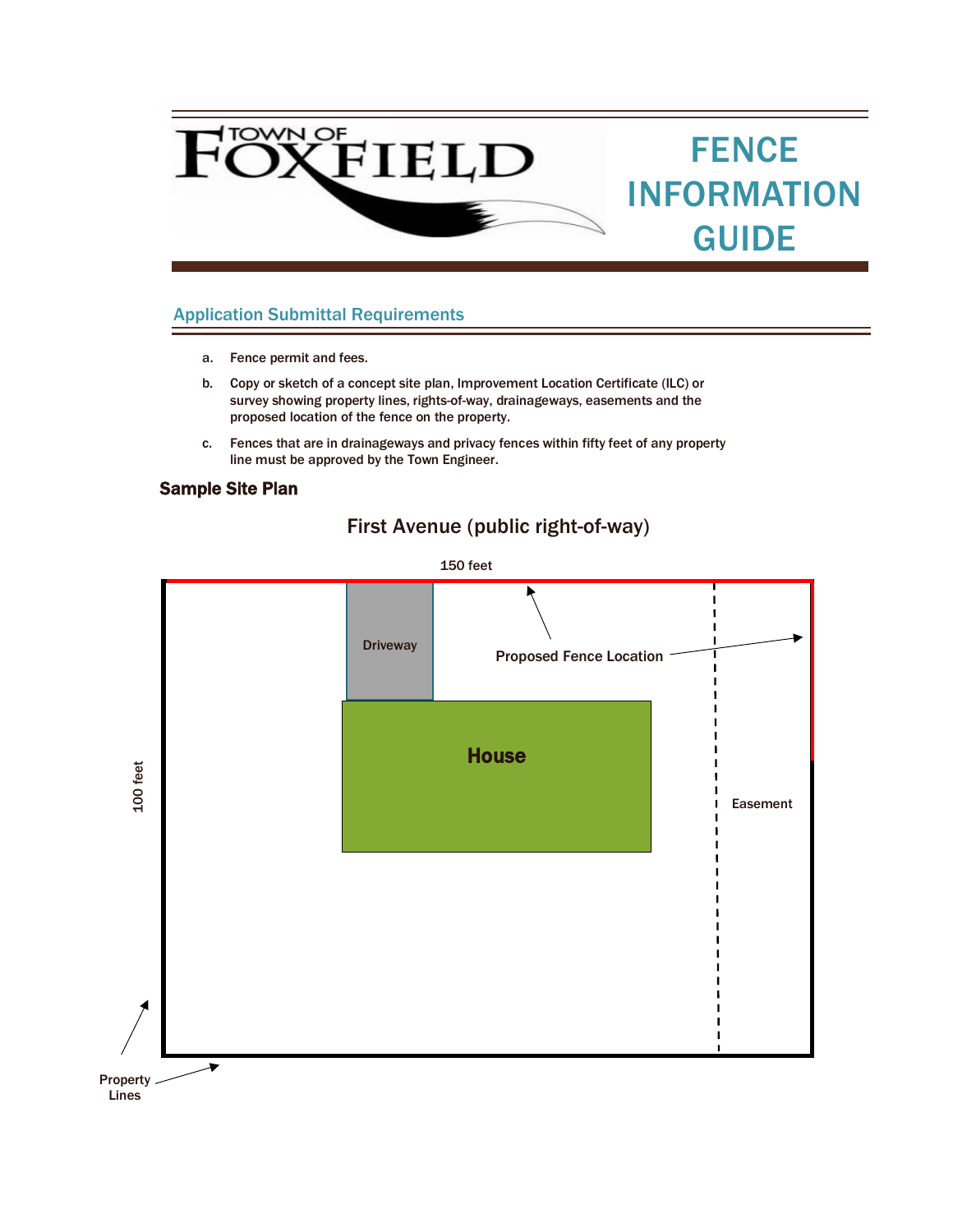# TOWN OF FOXFIELD

# FENCE INFORMATION GUIDE

## Application Submittal Requirements

a. Fence permit and fees.

b. Copy or sketch of a concept site plan, Improvement Location Certificate (ILC) or survey showing property lines, rights-of-way, drainageways, easements and the proposed location of the fence on the property.

c. Fences that are in drainageways and privacy fences within fifty feet of any property line must be approved by the Town Engineer.

### Sample Site Plan

First Avenue (public right-of-way)

150 feet

Driveway

Proposed Fence Location

House

Easement

100 feet

Property Lines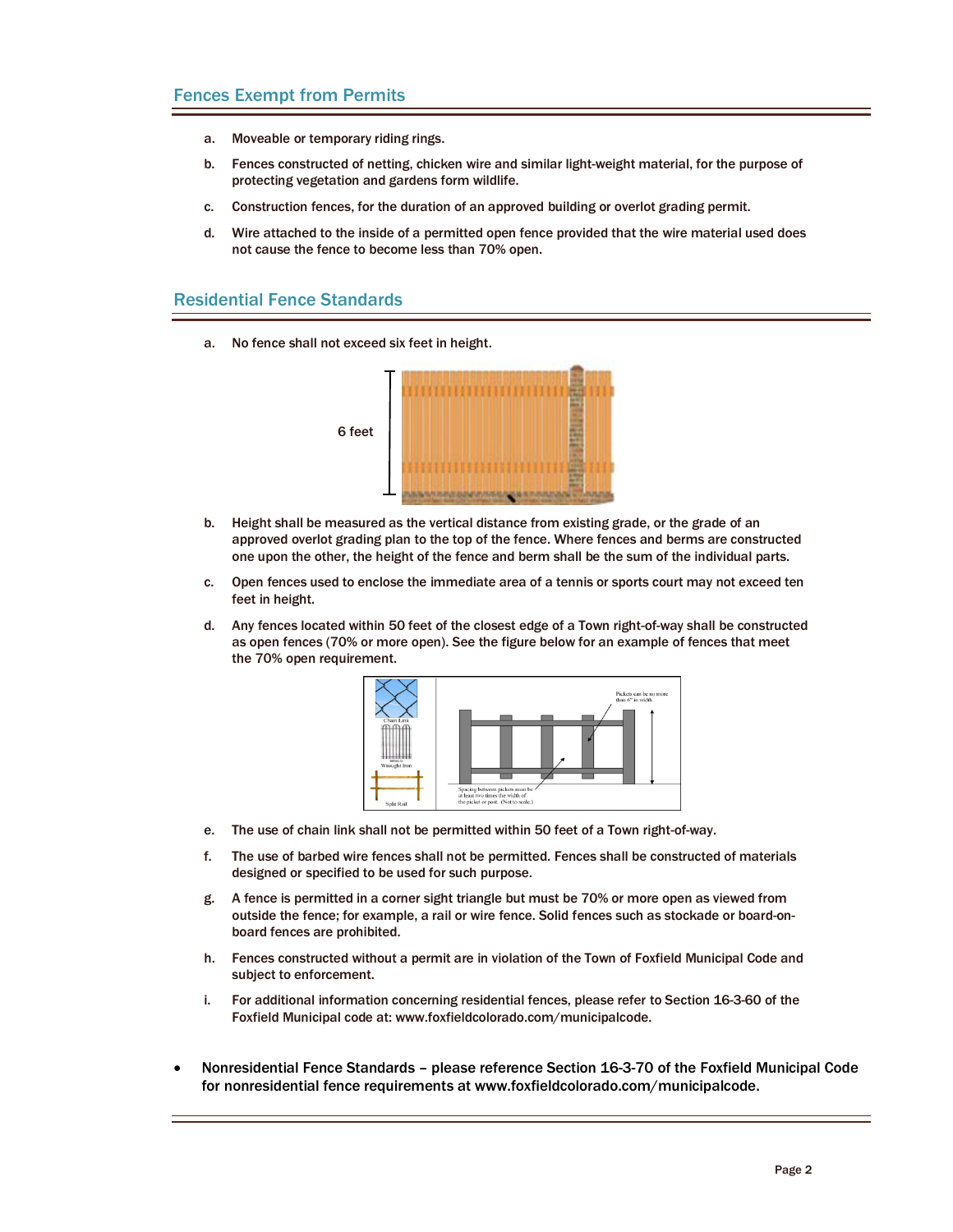## Fences Exempt from Permits

a. Moveable or temporary riding rings.

b. Fences constructed of netting, chicken wire and similar light-weight material, for the purpose of protecting vegetation and gardens form wildlife.

c. Construction fences, for the duration of an approved building or overlot grading permit.

d. Wire attached to the inside of a permitted open fence provided that the wire material used does not cause the fence to become less than 70% open.

## Residential Fence Standards

a. No fence shall not exceed six feet in height.

6 feet

b. Height shall be measured as the vertical distance from existing grade, or the grade of an approved overlot grading plan to the top of the fence. Where fences and berms are constructed one upon the other, the height of the fence and berm shall be the sum of the individual parts.

c. Open fences used to enclose the immediate area of a tennis or sports court may not exceed ten feet in height.

d. Any fences located within 50 feet of the closest edge of a Town right-of-way shall be constructed as open fences (70% or more open). See the figure below for an example of fences that meet the 70% open requirement.

Chain Link

Wrought Iron

Split Rail

Pickets can be no more than 6" in width

Spacing between pickets must be at least two times the width of the picket or post. (Not to scale.)

e. The use of chain link shall not be permitted within 50 feet of a Town right-of-way.

f. The use of barbed wire fences shall not be permitted. Fences shall be constructed of materials designed or specified to be used for such purpose.

g. A fence is permitted in a corner sight triangle but must be 70% or more open as viewed from outside the fence; for example, a rail or wire fence. Solid fences such as stockade or board-on-board fences are prohibited.

h. Fences constructed without a permit are in violation of the Town of Foxfield Municipal Code and subject to enforcement.

i. For additional information concerning residential fences, please refer to Section 16-3-60 of the Foxfield Municipal code at: www.foxfieldcolorado.com/municipalcode.

- **Nonresidential Fence Standards – please reference Section 16-3-70 of the Foxfield Municipal Code for nonresidential fence requirements at www.foxfieldcolorado.com/municipalcode.**